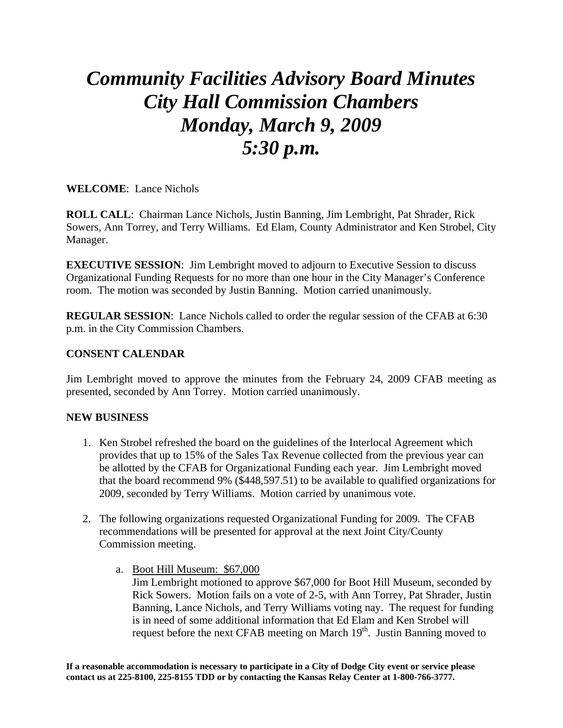# *Community Facilities Advisory Board Minutes*
# *City Hall Commission Chambers*
# *Monday, March 9, 2009*
# *5:30 p.m.*

**WELCOME**: Lance Nichols

**ROLL CALL**: Chairman Lance Nichols, Justin Banning, Jim Lembright, Pat Shrader, Rick Sowers, Ann Torrey, and Terry Williams. Ed Elam, County Administrator and Ken Strobel, City Manager.

**EXECUTIVE SESSION**: Jim Lembright moved to adjourn to Executive Session to discuss Organizational Funding Requests for no more than one hour in the City Manager's Conference room. The motion was seconded by Justin Banning. Motion carried unanimously.

**REGULAR SESSION**: Lance Nichols called to order the regular session of the CFAB at 6:30 p.m. in the City Commission Chambers.

**CONSENT CALENDAR**

Jim Lembright moved to approve the minutes from the February 24, 2009 CFAB meeting as presented, seconded by Ann Torrey. Motion carried unanimously.

**NEW BUSINESS**

1. Ken Strobel refreshed the board on the guidelines of the Interlocal Agreement which provides that up to 15% of the Sales Tax Revenue collected from the previous year can be allotted by the CFAB for Organizational Funding each year. Jim Lembright moved that the board recommend 9% ($448,597.51) to be available to qualified organizations for 2009, seconded by Terry Williams. Motion carried by unanimous vote.

2. The following organizations requested Organizational Funding for 2009. The CFAB recommendations will be presented for approval at the next Joint City/County Commission meeting.

   a. Boot Hill Museum: $67,000
      Jim Lembright motioned to approve $67,000 for Boot Hill Museum, seconded by Rick Sowers. Motion fails on a vote of 2-5, with Ann Torrey, Pat Shrader, Justin Banning, Lance Nichols, and Terry Williams voting nay. The request for funding is in need of some additional information that Ed Elam and Ken Strobel will request before the next CFAB meeting on March 19th. Justin Banning moved to

**If a reasonable accommodation is necessary to participate in a City of Dodge City event or service please contact us at 225-8100, 225-8155 TDD or by contacting the Kansas Relay Center at 1-800-766-3777.**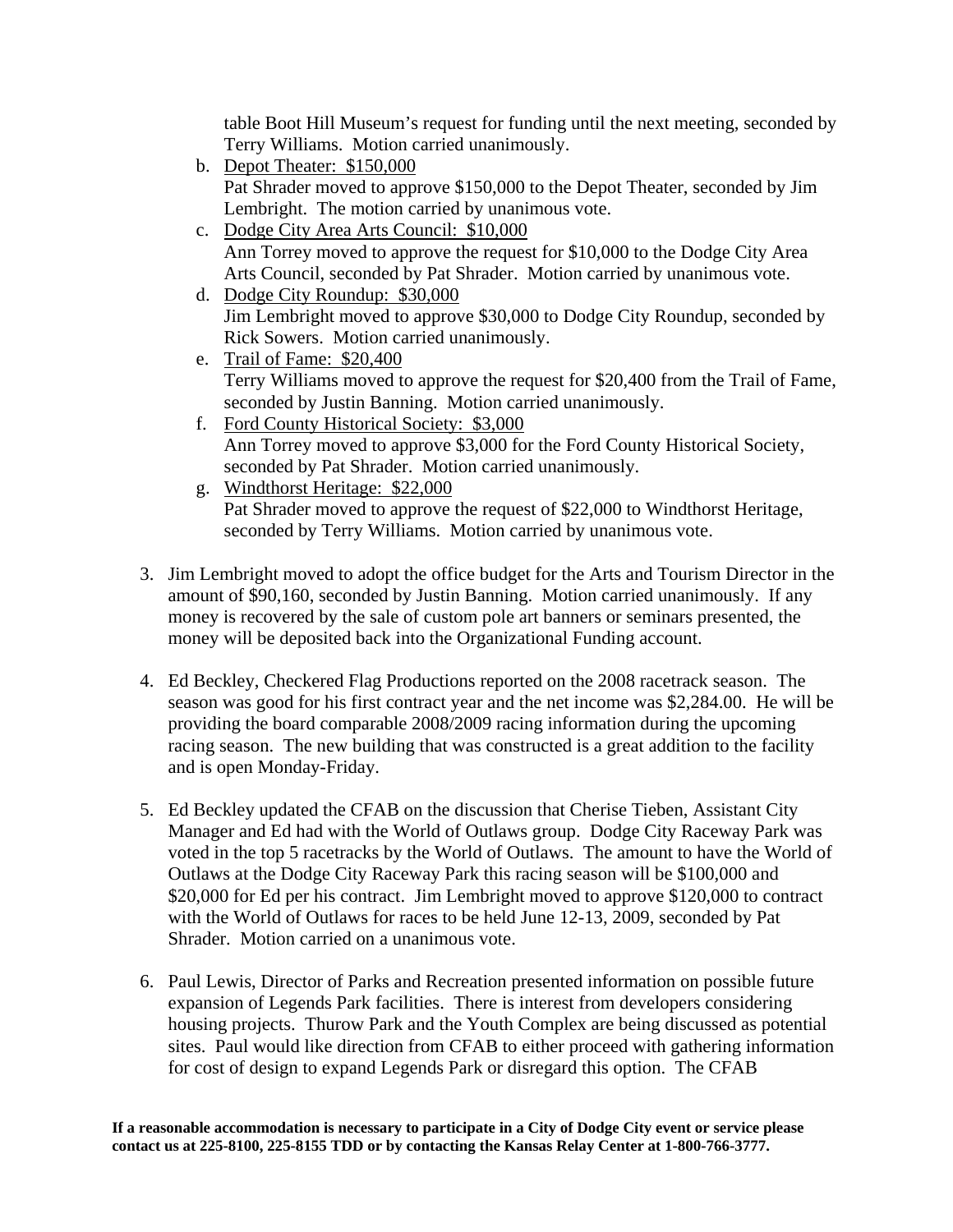table Boot Hill Museum's request for funding until the next meeting, seconded by Terry Williams. Motion carried unanimously.

b. Depot Theater: $150,000
   Pat Shrader moved to approve $150,000 to the Depot Theater, seconded by Jim Lembright. The motion carried by unanimous vote.
c. Dodge City Area Arts Council: $10,000
   Ann Torrey moved to approve the request for $10,000 to the Dodge City Area Arts Council, seconded by Pat Shrader. Motion carried by unanimous vote.
d. Dodge City Roundup: $30,000
   Jim Lembright moved to approve $30,000 to Dodge City Roundup, seconded by Rick Sowers. Motion carried unanimously.
e. Trail of Fame: $20,400
   Terry Williams moved to approve the request for $20,400 from the Trail of Fame, seconded by Justin Banning. Motion carried unanimously.
f. Ford County Historical Society: $3,000
   Ann Torrey moved to approve $3,000 for the Ford County Historical Society, seconded by Pat Shrader. Motion carried unanimously.
g. Windthorst Heritage: $22,000
   Pat Shrader moved to approve the request of $22,000 to Windthorst Heritage, seconded by Terry Williams. Motion carried by unanimous vote.

3. Jim Lembright moved to adopt the office budget for the Arts and Tourism Director in the amount of $90,160, seconded by Justin Banning. Motion carried unanimously. If any money is recovered by the sale of custom pole art banners or seminars presented, the money will be deposited back into the Organizational Funding account.

4. Ed Beckley, Checkered Flag Productions reported on the 2008 racetrack season. The season was good for his first contract year and the net income was $2,284.00. He will be providing the board comparable 2008/2009 racing information during the upcoming racing season. The new building that was constructed is a great addition to the facility and is open Monday-Friday.

5. Ed Beckley updated the CFAB on the discussion that Cherise Tieben, Assistant City Manager and Ed had with the World of Outlaws group. Dodge City Raceway Park was voted in the top 5 racetracks by the World of Outlaws. The amount to have the World of Outlaws at the Dodge City Raceway Park this racing season will be $100,000 and $20,000 for Ed per his contract. Jim Lembright moved to approve $120,000 to contract with the World of Outlaws for races to be held June 12-13, 2009, seconded by Pat Shrader. Motion carried on a unanimous vote.

6. Paul Lewis, Director of Parks and Recreation presented information on possible future expansion of Legends Park facilities. There is interest from developers considering housing projects. Thurow Park and the Youth Complex are being discussed as potential sites. Paul would like direction from CFAB to either proceed with gathering information for cost of design to expand Legends Park or disregard this option. The CFAB

**If a reasonable accommodation is necessary to participate in a City of Dodge City event or service please contact us at 225-8100, 225-8155 TDD or by contacting the Kansas Relay Center at 1-800-766-3777.**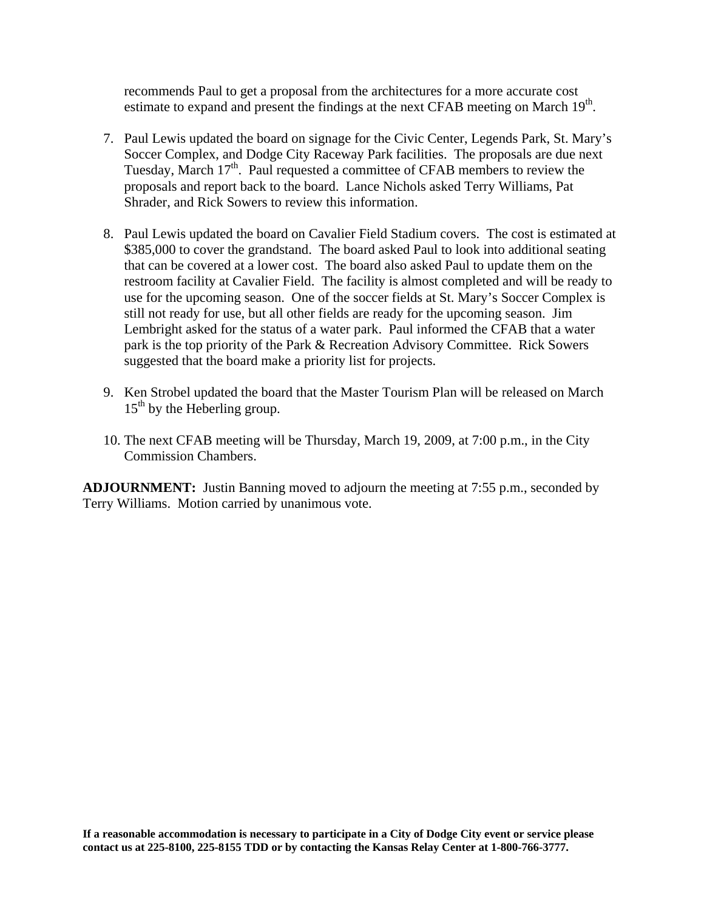recommends Paul to get a proposal from the architectures for a more accurate cost estimate to expand and present the findings at the next CFAB meeting on March 19th.

7. Paul Lewis updated the board on signage for the Civic Center, Legends Park, St. Mary's Soccer Complex, and Dodge City Raceway Park facilities. The proposals are due next Tuesday, March 17th. Paul requested a committee of CFAB members to review the proposals and report back to the board. Lance Nichols asked Terry Williams, Pat Shrader, and Rick Sowers to review this information.

8. Paul Lewis updated the board on Cavalier Field Stadium covers. The cost is estimated at $385,000 to cover the grandstand. The board asked Paul to look into additional seating that can be covered at a lower cost. The board also asked Paul to update them on the restroom facility at Cavalier Field. The facility is almost completed and will be ready to use for the upcoming season. One of the soccer fields at St. Mary's Soccer Complex is still not ready for use, but all other fields are ready for the upcoming season. Jim Lembright asked for the status of a water park. Paul informed the CFAB that a water park is the top priority of the Park & Recreation Advisory Committee. Rick Sowers suggested that the board make a priority list for projects.

9. Ken Strobel updated the board that the Master Tourism Plan will be released on March 15th by the Heberling group.

10. The next CFAB meeting will be Thursday, March 19, 2009, at 7:00 p.m., in the City Commission Chambers.

**ADJOURNMENT:** Justin Banning moved to adjourn the meeting at 7:55 p.m., seconded by Terry Williams. Motion carried by unanimous vote.

**If a reasonable accommodation is necessary to participate in a City of Dodge City event or service please contact us at 225-8100, 225-8155 TDD or by contacting the Kansas Relay Center at 1-800-766-3777.**